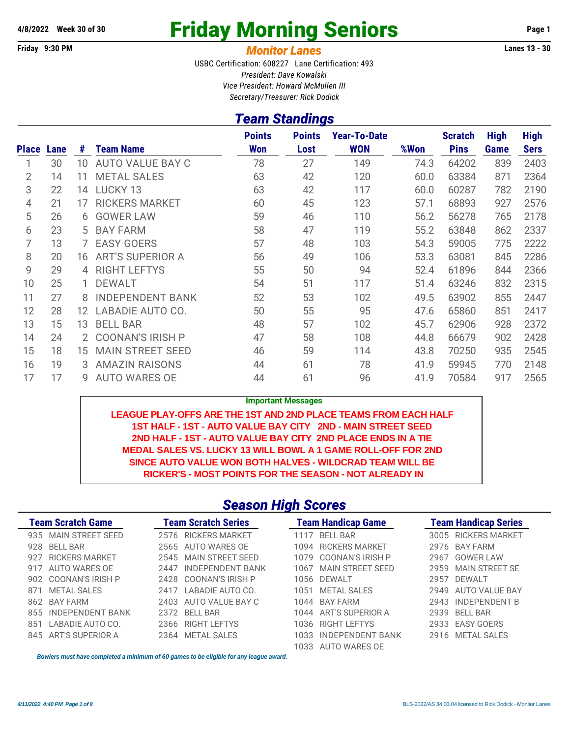4/8/2022 Week 30 of 30

# Friday Morning Seniors

Friday 9:30 PM

## Monitor Lanes

Lanes 13 - 30

USBC Certification: 608227 Lane Certification: 493

*President: Dave Kowalski*

*Vice President: Howard McMullen III*

*Secretary/Treasurer: Rick Dodick*

## Team Standings

| Place | Lane | # | Team Name | Points Won | Points Lost | Year-To-Date WON | %Won | Scratch Pins | High Game | High Sers |
|---|---|---|---|---|---|---|---|---|---|---|
| 1 | 30 | 10 | AUTO VALUE BAY C | 78 | 27 | 149 | 74.3 | 64202 | 839 | 2403 |
| 2 | 14 | 11 | METAL SALES | 63 | 42 | 120 | 60.0 | 63384 | 871 | 2364 |
| 3 | 22 | 14 | LUCKY 13 | 63 | 42 | 117 | 60.0 | 60287 | 782 | 2190 |
| 4 | 21 | 17 | RICKERS MARKET | 60 | 45 | 123 | 57.1 | 68893 | 927 | 2576 |
| 5 | 26 | 6 | GOWER LAW | 59 | 46 | 110 | 56.2 | 56278 | 765 | 2178 |
| 6 | 23 | 5 | BAY FARM | 58 | 47 | 119 | 55.2 | 63848 | 862 | 2337 |
| 7 | 13 | 7 | EASY GOERS | 57 | 48 | 103 | 54.3 | 59005 | 775 | 2222 |
| 8 | 20 | 16 | ART'S SUPERIOR A | 56 | 49 | 106 | 53.3 | 63081 | 845 | 2286 |
| 9 | 29 | 4 | RIGHT LEFTYS | 55 | 50 | 94 | 52.4 | 61896 | 844 | 2366 |
| 10 | 25 | 1 | DEWALT | 54 | 51 | 117 | 51.4 | 63246 | 832 | 2315 |
| 11 | 27 | 8 | INDEPENDENT BANK | 52 | 53 | 102 | 49.5 | 63902 | 855 | 2447 |
| 12 | 28 | 12 | LABADIE AUTO CO. | 50 | 55 | 95 | 47.6 | 65860 | 851 | 2417 |
| 13 | 15 | 13 | BELL BAR | 48 | 57 | 102 | 45.7 | 62906 | 928 | 2372 |
| 14 | 24 | 2 | COONAN'S IRISH P | 47 | 58 | 108 | 44.8 | 66679 | 902 | 2428 |
| 15 | 18 | 15 | MAIN STREET SEED | 46 | 59 | 114 | 43.8 | 70250 | 935 | 2545 |
| 16 | 19 | 3 | AMAZIN RAISONS | 44 | 61 | 78 | 41.9 | 59945 | 770 | 2148 |
| 17 | 17 | 9 | AUTO WARES OE | 44 | 61 | 96 | 41.9 | 70584 | 917 | 2565 |

**Important Messages**

**LEAGUE PLAY-OFFS ARE THE 1ST AND 2ND PLACE TEAMS FROM EACH HALF**
**1ST HALF - 1ST - AUTO VALUE BAY CITY 2ND - MAIN STREET SEED**
**2ND HALF - 1ST - AUTO VALUE BAY CITY 2ND PLACE ENDS IN A TIE**
**MEDAL SALES VS. LUCKY 13 WILL BOWL A 1 GAME ROLL-OFF FOR 2ND**
**SINCE AUTO VALUE WON BOTH HALVES - WILDCRAD TEAM WILL BE**
**RICKER'S - MOST POINTS FOR THE SEASON - NOT ALREADY IN**

## Season High Scores

| Team Scratch Game | Team Scratch Series | Team Handicap Game | Team Handicap Series |
|---|---|---|---|
| 935 MAIN STREET SEED | 2576 RICKERS MARKET | 1117 BELL BAR | 3005 RICKERS MARKET |
| 928 BELL BAR | 2565 AUTO WARES OE | 1094 RICKERS MARKET | 2976 BAY FARM |
| 927 RICKERS MARKET | 2545 MAIN STREET SEED | 1079 COONAN'S IRISH P | 2967 GOWER LAW |
| 917 AUTO WARES OE | 2447 INDEPENDENT BANK | 1067 MAIN STREET SEED | 2959 MAIN STREET SE |
| 902 COONAN'S IRISH P | 2428 COONAN'S IRISH P | 1056 DEWALT | 2957 DEWALT |
| 871 METAL SALES | 2417 LABADIE AUTO CO. | 1051 METAL SALES | 2949 AUTO VALUE BAY |
| 862 BAY FARM | 2403 AUTO VALUE BAY C | 1044 BAY FARM | 2943 INDEPENDENT B |
| 855 INDEPENDENT BANK | 2372 BELL BAR | 1044 ART'S SUPERIOR A | 2939 BELL BAR |
| 851 LABADIE AUTO CO. | 2366 RIGHT LEFTYS | 1036 RIGHT LEFTYS | 2933 EASY GOERS |
| 845 ART'S SUPERIOR A | 2364 METAL SALES | 1033 INDEPENDENT BANK | 2916 METAL SALES |
| | | 1033 AUTO WARES OE | |

*Bowlers must have completed a minimum of 60 games to be eligible for any league award.*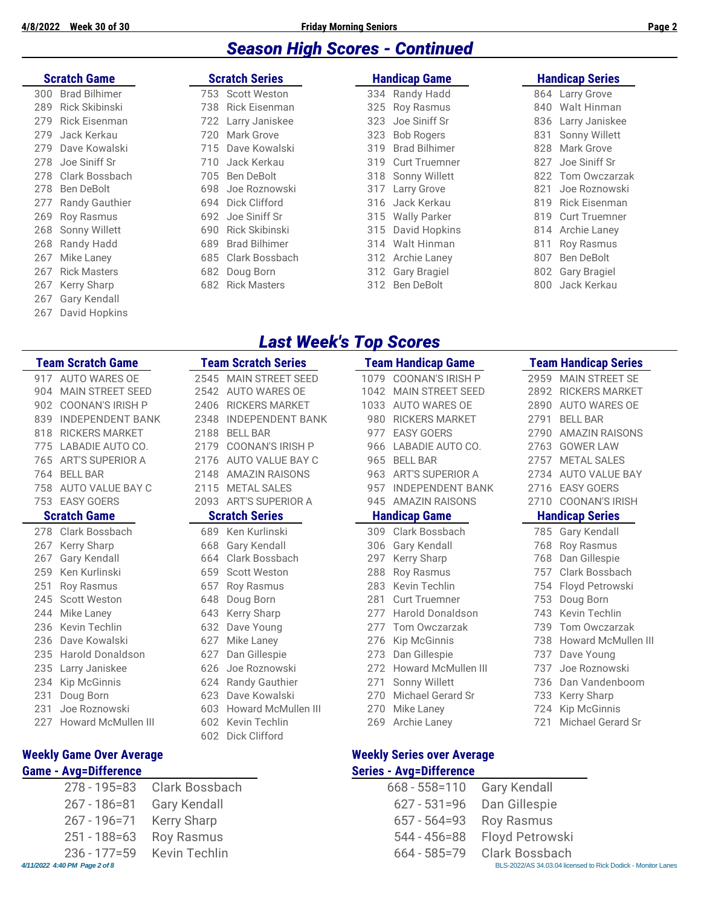## Season High Scores - Continued

### Scratch Game

| Score | Name |
|---|---|
| 300 | Brad Bilhimer |
| 289 | Rick Skibinski |
| 279 | Rick Eisenman |
| 279 | Jack Kerkau |
| 279 | Dave Kowalski |
| 278 | Joe Siniff Sr |
| 278 | Clark Bossbach |
| 278 | Ben DeBolt |
| 277 | Randy Gauthier |
| 269 | Roy Rasmus |
| 268 | Sonny Willett |
| 268 | Randy Hadd |
| 267 | Mike Laney |
| 267 | Rick Masters |
| 267 | Kerry Sharp |
| 267 | Gary Kendall |
| 267 | David Hopkins |

### Scratch Series

| Score | Name |
|---|---|
| 753 | Scott Weston |
| 738 | Rick Eisenman |
| 722 | Larry Janiskee |
| 720 | Mark Grove |
| 715 | Dave Kowalski |
| 710 | Jack Kerkau |
| 705 | Ben DeBolt |
| 698 | Joe Roznowski |
| 694 | Dick Clifford |
| 692 | Joe Siniff Sr |
| 690 | Rick Skibinski |
| 689 | Brad Bilhimer |
| 685 | Clark Bossbach |
| 682 | Doug Born |
| 682 | Rick Masters |

### Handicap Game

| Score | Name |
|---|---|
| 334 | Randy Hadd |
| 325 | Roy Rasmus |
| 323 | Joe Siniff Sr |
| 323 | Bob Rogers |
| 319 | Brad Bilhimer |
| 319 | Curt Truemner |
| 318 | Sonny Willett |
| 317 | Larry Grove |
| 316 | Jack Kerkau |
| 315 | Wally Parker |
| 315 | David Hopkins |
| 314 | Walt Hinman |
| 312 | Archie Laney |
| 312 | Gary Bragiel |
| 312 | Ben DeBolt |

### Handicap Series

| Score | Name |
|---|---|
| 864 | Larry Grove |
| 840 | Walt Hinman |
| 836 | Larry Janiskee |
| 831 | Sonny Willett |
| 828 | Mark Grove |
| 827 | Joe Siniff Sr |
| 822 | Tom Owczarzak |
| 821 | Joe Roznowski |
| 819 | Rick Eisenman |
| 819 | Curt Truemner |
| 814 | Archie Laney |
| 811 | Roy Rasmus |
| 807 | Ben DeBolt |
| 802 | Gary Bragiel |
| 800 | Jack Kerkau |

## Last Week's Top Scores

### Team Scratch Game

| Score | Team |
|---|---|
| 917 | AUTO WARES OE |
| 904 | MAIN STREET SEED |
| 902 | COONAN'S IRISH P |
| 839 | INDEPENDENT BANK |
| 818 | RICKERS MARKET |
| 775 | LABADIE AUTO CO. |
| 765 | ART'S SUPERIOR A |
| 764 | BELL BAR |
| 758 | AUTO VALUE BAY C |
| 753 | EASY GOERS |

### Team Scratch Series

| Score | Team |
|---|---|
| 2545 | MAIN STREET SEED |
| 2542 | AUTO WARES OE |
| 2406 | RICKERS MARKET |
| 2348 | INDEPENDENT BANK |
| 2188 | BELL BAR |
| 2179 | COONAN'S IRISH P |
| 2176 | AUTO VALUE BAY C |
| 2148 | AMAZIN RAISONS |
| 2115 | METAL SALES |
| 2093 | ART'S SUPERIOR A |

### Team Handicap Game

| Score | Team |
|---|---|
| 1079 | COONAN'S IRISH P |
| 1042 | MAIN STREET SEED |
| 1033 | AUTO WARES OE |
| 980 | RICKERS MARKET |
| 977 | EASY GOERS |
| 966 | LABADIE AUTO CO. |
| 965 | BELL BAR |
| 963 | ART'S SUPERIOR A |
| 957 | INDEPENDENT BANK |
| 945 | AMAZIN RAISONS |

### Team Handicap Series

| Score | Team |
|---|---|
| 2959 | MAIN STREET SE |
| 2892 | RICKERS MARKET |
| 2890 | AUTO WARES OE |
| 2791 | BELL BAR |
| 2790 | AMAZIN RAISONS |
| 2763 | GOWER LAW |
| 2757 | METAL SALES |
| 2734 | AUTO VALUE BAY |
| 2716 | EASY GOERS |
| 2710 | COONAN'S IRISH |

### Scratch Game

| Score | Name |
|---|---|
| 278 | Clark Bossbach |
| 267 | Kerry Sharp |
| 267 | Gary Kendall |
| 259 | Ken Kurlinski |
| 251 | Roy Rasmus |
| 245 | Scott Weston |
| 244 | Mike Laney |
| 236 | Kevin Techlin |
| 236 | Dave Kowalski |
| 235 | Harold Donaldson |
| 235 | Larry Janiskee |
| 234 | Kip McGinnis |
| 231 | Doug Born |
| 231 | Joe Roznowski |
| 227 | Howard McMullen III |

### Scratch Series

| Score | Name |
|---|---|
| 689 | Ken Kurlinski |
| 668 | Gary Kendall |
| 664 | Clark Bossbach |
| 659 | Scott Weston |
| 657 | Roy Rasmus |
| 648 | Doug Born |
| 643 | Kerry Sharp |
| 632 | Dave Young |
| 627 | Mike Laney |
| 627 | Dan Gillespie |
| 626 | Joe Roznowski |
| 624 | Randy Gauthier |
| 623 | Dave Kowalski |
| 603 | Howard McMullen III |
| 602 | Kevin Techlin |
| 602 | Dick Clifford |

### Handicap Game

| Score | Name |
|---|---|
| 309 | Clark Bossbach |
| 306 | Gary Kendall |
| 297 | Kerry Sharp |
| 288 | Roy Rasmus |
| 283 | Kevin Techlin |
| 281 | Curt Truemner |
| 277 | Harold Donaldson |
| 277 | Tom Owczarzak |
| 276 | Kip McGinnis |
| 273 | Dan Gillespie |
| 272 | Howard McMullen III |
| 271 | Sonny Willett |
| 270 | Michael Gerard Sr |
| 270 | Mike Laney |
| 269 | Archie Laney |

### Handicap Series

| Score | Name |
|---|---|
| 785 | Gary Kendall |
| 768 | Roy Rasmus |
| 768 | Dan Gillespie |
| 757 | Clark Bossbach |
| 754 | Floyd Petrowski |
| 753 | Doug Born |
| 743 | Kevin Techlin |
| 739 | Tom Owczarzak |
| 738 | Howard McMullen III |
| 737 | Dave Young |
| 737 | Joe Roznowski |
| 736 | Dan Vandenboom |
| 733 | Kerry Sharp |
| 724 | Kip McGinnis |
| 721 | Michael Gerard Sr |

### Weekly Game Over Average

| Game - Avg=Difference | Name |
|---|---|
| 278 - 195=83 | Clark Bossbach |
| 267 - 186=81 | Gary Kendall |
| 267 - 196=71 | Kerry Sharp |
| 251 - 188=63 | Roy Rasmus |
| 236 - 177=59 | Kevin Techlin |

### Weekly Series over Average

| Series - Avg=Difference | Name |
|---|---|
| 668 - 558=110 | Gary Kendall |
| 627 - 531=96 | Dan Gillespie |
| 657 - 564=93 | Roy Rasmus |
| 544 - 456=88 | Floyd Petrowski |
| 664 - 585=79 | Clark Bossbach |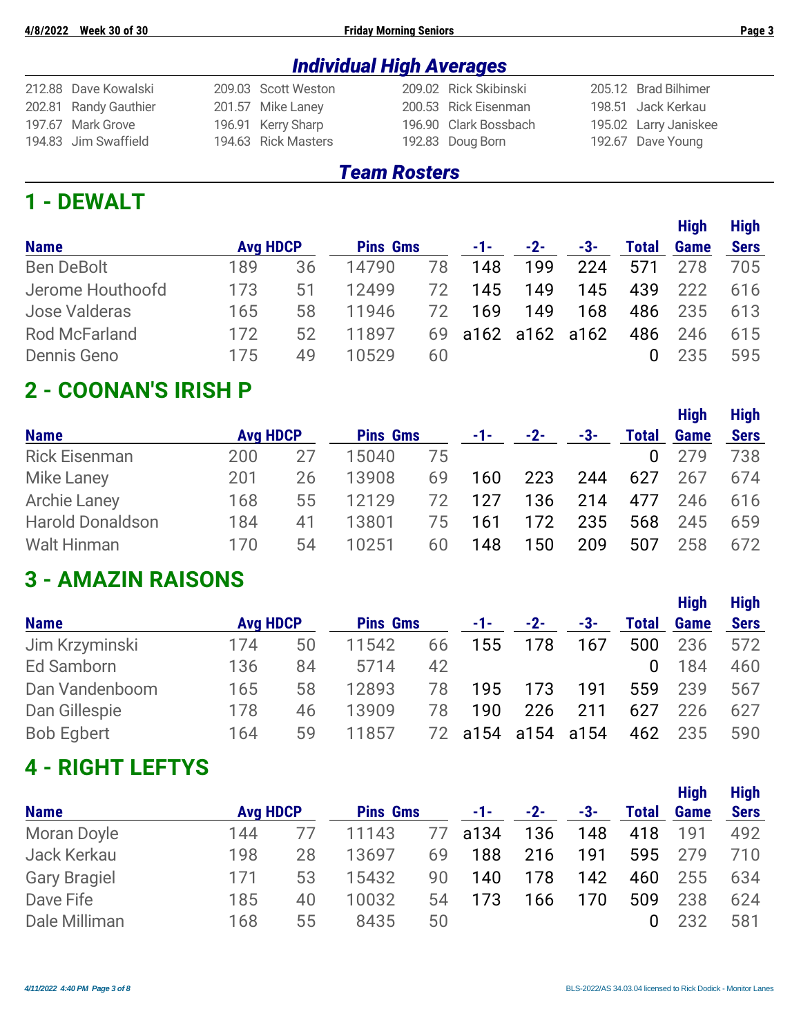## *Individual High Averages*

| | | | |
|---|---|---|---|
| 212.88 Dave Kowalski | 209.03 Scott Weston | 209.02 Rick Skibinski | 205.12 Brad Bilhimer |
| 202.81 Randy Gauthier | 201.57 Mike Laney | 200.53 Rick Eisenman | 198.51 Jack Kerkau |
| 197.67 Mark Grove | 196.91 Kerry Sharp | 196.90 Clark Bossbach | 195.02 Larry Janiskee |
| 194.83 Jim Swaffield | 194.63 Rick Masters | 192.83 Doug Born | 192.67 Dave Young |

## *Team Rosters*

# 1 - DEWALT

| Name | Avg | HDCP | Pins | Gms | -1- | -2- | -3- | Total | High Game | High Sers |
|---|---|---|---|---|---|---|---|---|---|---|
| Ben DeBolt | 189 | 36 | 14790 | 78 | 148 | 199 | 224 | 571 | 278 | 705 |
| Jerome Houthoofd | 173 | 51 | 12499 | 72 | 145 | 149 | 145 | 439 | 222 | 616 |
| Jose Valderas | 165 | 58 | 11946 | 72 | 169 | 149 | 168 | 486 | 235 | 613 |
| Rod McFarland | 172 | 52 | 11897 | 69 | a162 | a162 | a162 | 486 | 246 | 615 |
| Dennis Geno | 175 | 49 | 10529 | 60 | | | | 0 | 235 | 595 |

# 2 - COONAN'S IRISH P

| Name | Avg | HDCP | Pins | Gms | -1- | -2- | -3- | Total | High Game | High Sers |
|---|---|---|---|---|---|---|---|---|---|---|
| Rick Eisenman | 200 | 27 | 15040 | 75 | | | | 0 | 279 | 738 |
| Mike Laney | 201 | 26 | 13908 | 69 | 160 | 223 | 244 | 627 | 267 | 674 |
| Archie Laney | 168 | 55 | 12129 | 72 | 127 | 136 | 214 | 477 | 246 | 616 |
| Harold Donaldson | 184 | 41 | 13801 | 75 | 161 | 172 | 235 | 568 | 245 | 659 |
| Walt Hinman | 170 | 54 | 10251 | 60 | 148 | 150 | 209 | 507 | 258 | 672 |

# 3 - AMAZIN RAISONS

| Name | Avg | HDCP | Pins | Gms | -1- | -2- | -3- | Total | High Game | High Sers |
|---|---|---|---|---|---|---|---|---|---|---|
| Jim Krzyminski | 174 | 50 | 11542 | 66 | 155 | 178 | 167 | 500 | 236 | 572 |
| Ed Samborn | 136 | 84 | 5714 | 42 | | | | 0 | 184 | 460 |
| Dan Vandenboom | 165 | 58 | 12893 | 78 | 195 | 173 | 191 | 559 | 239 | 567 |
| Dan Gillespie | 178 | 46 | 13909 | 78 | 190 | 226 | 211 | 627 | 226 | 627 |
| Bob Egbert | 164 | 59 | 11857 | 72 | a154 | a154 | a154 | 462 | 235 | 590 |

# 4 - RIGHT LEFTYS

| Name | Avg | HDCP | Pins | Gms | -1- | -2- | -3- | Total | High Game | High Sers |
|---|---|---|---|---|---|---|---|---|---|---|
| Moran Doyle | 144 | 77 | 11143 | 77 | a134 | 136 | 148 | 418 | 191 | 492 |
| Jack Kerkau | 198 | 28 | 13697 | 69 | 188 | 216 | 191 | 595 | 279 | 710 |
| Gary Bragiel | 171 | 53 | 15432 | 90 | 140 | 178 | 142 | 460 | 255 | 634 |
| Dave Fife | 185 | 40 | 10032 | 54 | 173 | 166 | 170 | 509 | 238 | 624 |
| Dale Milliman | 168 | 55 | 8435 | 50 | | | | 0 | 232 | 581 |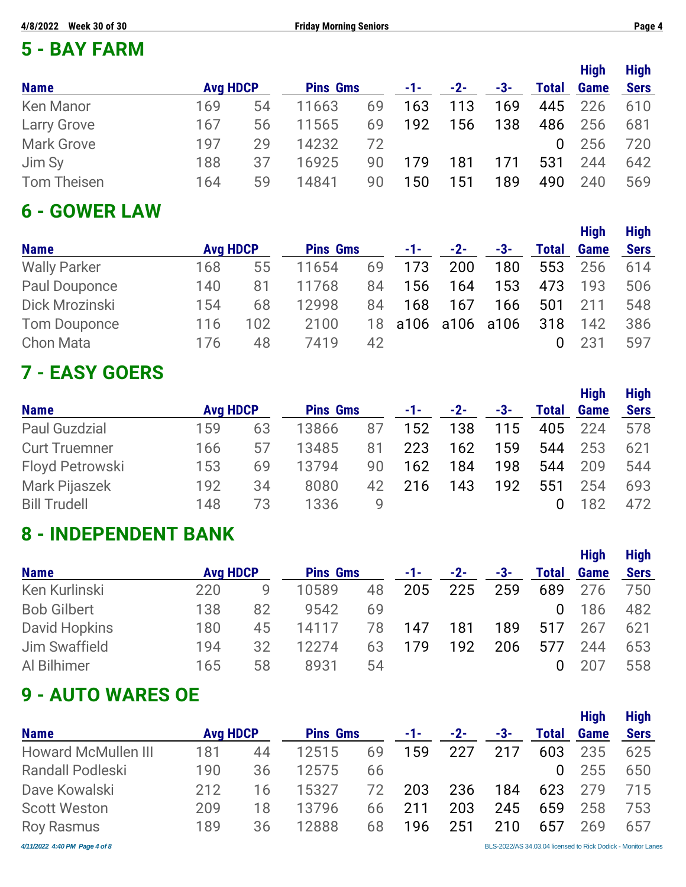## 5 - BAY FARM

| Name | Avg | HDCP | Pins | Gms | -1- | -2- | -3- | Total | High Game | High Sers |
|---|---|---|---|---|---|---|---|---|---|---|
| Ken Manor | 169 | 54 | 11663 | 69 | 163 | 113 | 169 | 445 | 226 | 610 |
| Larry Grove | 167 | 56 | 11565 | 69 | 192 | 156 | 138 | 486 | 256 | 681 |
| Mark Grove | 197 | 29 | 14232 | 72 | | | | 0 | 256 | 720 |
| Jim Sy | 188 | 37 | 16925 | 90 | 179 | 181 | 171 | 531 | 244 | 642 |
| Tom Theisen | 164 | 59 | 14841 | 90 | 150 | 151 | 189 | 490 | 240 | 569 |

## 6 - GOWER LAW

| Name | Avg | HDCP | Pins | Gms | -1- | -2- | -3- | Total | High Game | High Sers |
|---|---|---|---|---|---|---|---|---|---|---|
| Wally Parker | 168 | 55 | 11654 | 69 | 173 | 200 | 180 | 553 | 256 | 614 |
| Paul Douponce | 140 | 81 | 11768 | 84 | 156 | 164 | 153 | 473 | 193 | 506 |
| Dick Mrozinski | 154 | 68 | 12998 | 84 | 168 | 167 | 166 | 501 | 211 | 548 |
| Tom Douponce | 116 | 102 | 2100 | 18 | a106 | a106 | a106 | 318 | 142 | 386 |
| Chon Mata | 176 | 48 | 7419 | 42 | | | | 0 | 231 | 597 |

## 7 - EASY GOERS

| Name | Avg | HDCP | Pins | Gms | -1- | -2- | -3- | Total | High Game | High Sers |
|---|---|---|---|---|---|---|---|---|---|---|
| Paul Guzdzial | 159 | 63 | 13866 | 87 | 152 | 138 | 115 | 405 | 224 | 578 |
| Curt Truemner | 166 | 57 | 13485 | 81 | 223 | 162 | 159 | 544 | 253 | 621 |
| Floyd Petrowski | 153 | 69 | 13794 | 90 | 162 | 184 | 198 | 544 | 209 | 544 |
| Mark Pijaszek | 192 | 34 | 8080 | 42 | 216 | 143 | 192 | 551 | 254 | 693 |
| Bill Trudell | 148 | 73 | 1336 | 9 | | | | 0 | 182 | 472 |

## 8 - INDEPENDENT BANK

| Name | Avg | HDCP | Pins | Gms | -1- | -2- | -3- | Total | High Game | High Sers |
|---|---|---|---|---|---|---|---|---|---|---|
| Ken Kurlinski | 220 | 9 | 10589 | 48 | 205 | 225 | 259 | 689 | 276 | 750 |
| Bob Gilbert | 138 | 82 | 9542 | 69 | | | | 0 | 186 | 482 |
| David Hopkins | 180 | 45 | 14117 | 78 | 147 | 181 | 189 | 517 | 267 | 621 |
| Jim Swaffield | 194 | 32 | 12274 | 63 | 179 | 192 | 206 | 577 | 244 | 653 |
| Al Bilhimer | 165 | 58 | 8931 | 54 | | | | 0 | 207 | 558 |

## 9 - AUTO WARES OE

| Name | Avg | HDCP | Pins | Gms | -1- | -2- | -3- | Total | High Game | High Sers |
|---|---|---|---|---|---|---|---|---|---|---|
| Howard McMullen III | 181 | 44 | 12515 | 69 | 159 | 227 | 217 | 603 | 235 | 625 |
| Randall Podleski | 190 | 36 | 12575 | 66 | | | | 0 | 255 | 650 |
| Dave Kowalski | 212 | 16 | 15327 | 72 | 203 | 236 | 184 | 623 | 279 | 715 |
| Scott Weston | 209 | 18 | 13796 | 66 | 211 | 203 | 245 | 659 | 258 | 753 |
| Roy Rasmus | 189 | 36 | 12888 | 68 | 196 | 251 | 210 | 657 | 269 | 657 |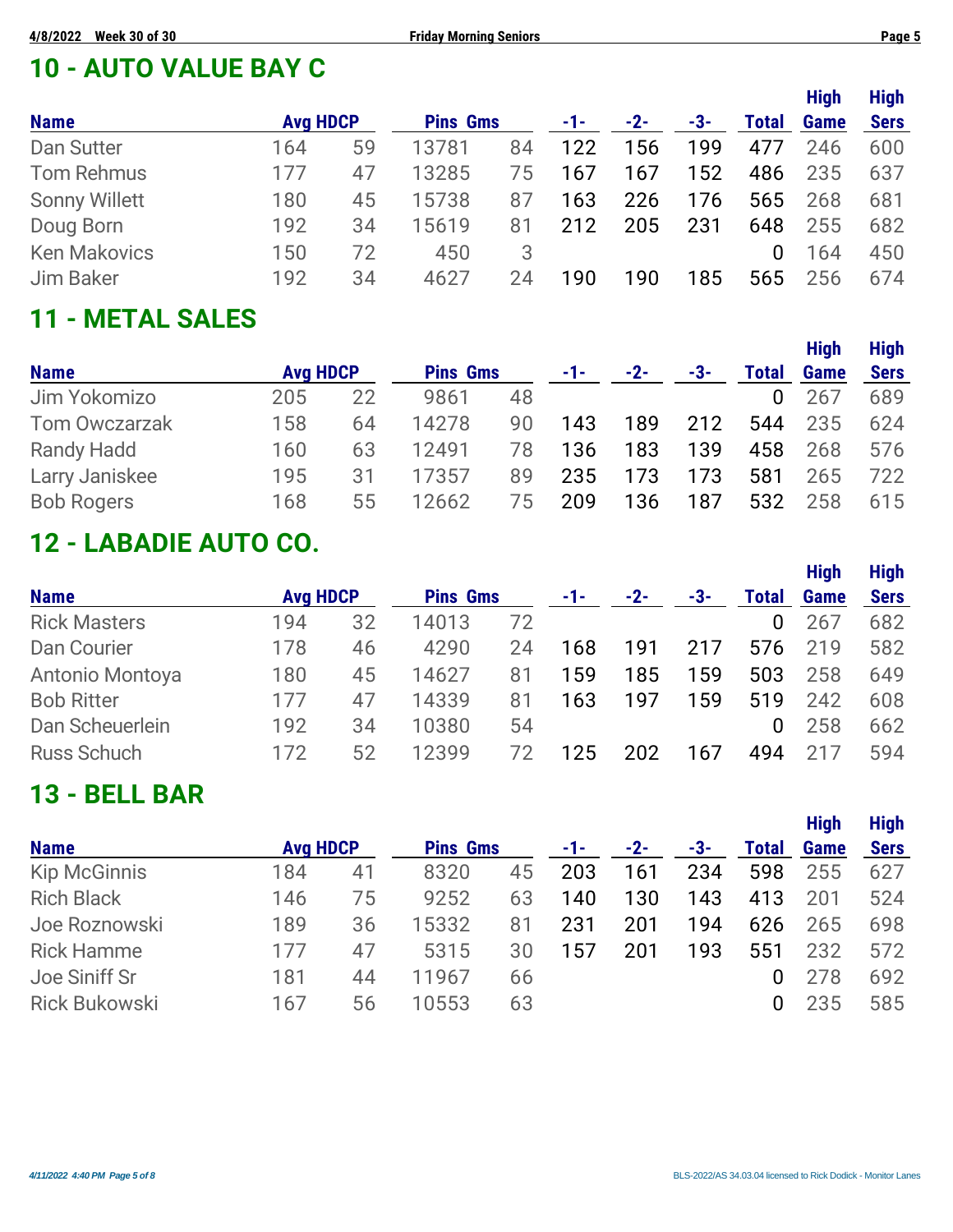## 10 - AUTO VALUE BAY C

| Name | Avg | HDCP | Pins | Gms | -1- | -2- | -3- | Total | High Game | High Sers |
|---|---|---|---|---|---|---|---|---|---|---|
| Dan Sutter | 164 | 59 | 13781 | 84 | 122 | 156 | 199 | 477 | 246 | 600 |
| Tom Rehmus | 177 | 47 | 13285 | 75 | 167 | 167 | 152 | 486 | 235 | 637 |
| Sonny Willett | 180 | 45 | 15738 | 87 | 163 | 226 | 176 | 565 | 268 | 681 |
| Doug Born | 192 | 34 | 15619 | 81 | 212 | 205 | 231 | 648 | 255 | 682 |
| Ken Makovics | 150 | 72 | 450 | 3 | | | | 0 | 164 | 450 |
| Jim Baker | 192 | 34 | 4627 | 24 | 190 | 190 | 185 | 565 | 256 | 674 |

## 11 - METAL SALES

| Name | Avg | HDCP | Pins | Gms | -1- | -2- | -3- | Total | High Game | High Sers |
|---|---|---|---|---|---|---|---|---|---|---|
| Jim Yokomizo | 205 | 22 | 9861 | 48 | | | | 0 | 267 | 689 |
| Tom Owczarzak | 158 | 64 | 14278 | 90 | 143 | 189 | 212 | 544 | 235 | 624 |
| Randy Hadd | 160 | 63 | 12491 | 78 | 136 | 183 | 139 | 458 | 268 | 576 |
| Larry Janiskee | 195 | 31 | 17357 | 89 | 235 | 173 | 173 | 581 | 265 | 722 |
| Bob Rogers | 168 | 55 | 12662 | 75 | 209 | 136 | 187 | 532 | 258 | 615 |

## 12 - LABADIE AUTO CO.

| Name | Avg | HDCP | Pins | Gms | -1- | -2- | -3- | Total | High Game | High Sers |
|---|---|---|---|---|---|---|---|---|---|---|
| Rick Masters | 194 | 32 | 14013 | 72 | | | | 0 | 267 | 682 |
| Dan Courier | 178 | 46 | 4290 | 24 | 168 | 191 | 217 | 576 | 219 | 582 |
| Antonio Montoya | 180 | 45 | 14627 | 81 | 159 | 185 | 159 | 503 | 258 | 649 |
| Bob Ritter | 177 | 47 | 14339 | 81 | 163 | 197 | 159 | 519 | 242 | 608 |
| Dan Scheuerlein | 192 | 34 | 10380 | 54 | | | | 0 | 258 | 662 |
| Russ Schuch | 172 | 52 | 12399 | 72 | 125 | 202 | 167 | 494 | 217 | 594 |

## 13 - BELL BAR

| Name | Avg | HDCP | Pins | Gms | -1- | -2- | -3- | Total | High Game | High Sers |
|---|---|---|---|---|---|---|---|---|---|---|
| Kip McGinnis | 184 | 41 | 8320 | 45 | 203 | 161 | 234 | 598 | 255 | 627 |
| Rich Black | 146 | 75 | 9252 | 63 | 140 | 130 | 143 | 413 | 201 | 524 |
| Joe Roznowski | 189 | 36 | 15332 | 81 | 231 | 201 | 194 | 626 | 265 | 698 |
| Rick Hamme | 177 | 47 | 5315 | 30 | 157 | 201 | 193 | 551 | 232 | 572 |
| Joe Siniff Sr | 181 | 44 | 11967 | 66 | | | | 0 | 278 | 692 |
| Rick Bukowski | 167 | 56 | 10553 | 63 | | | | 0 | 235 | 585 |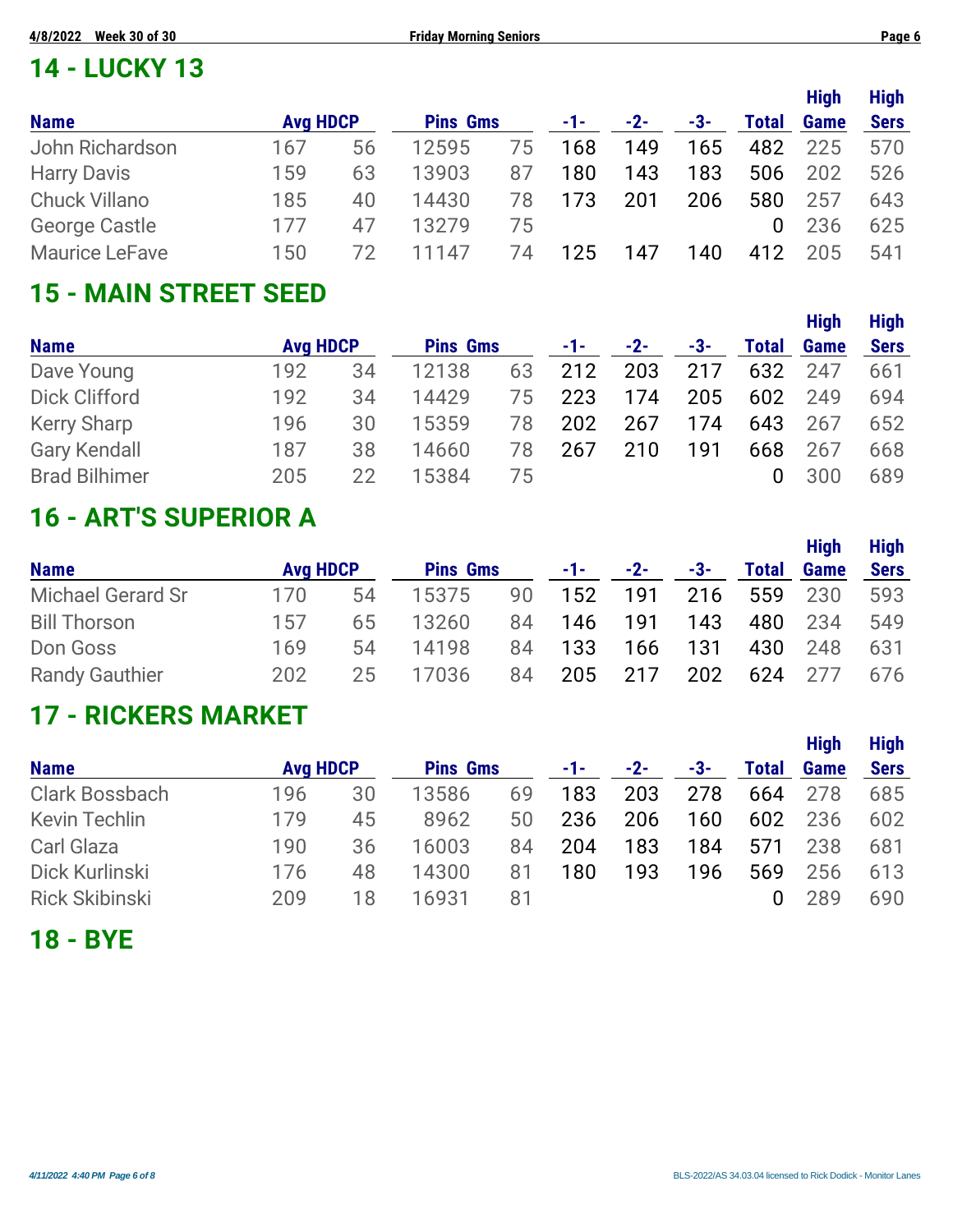## 14 - LUCKY 13

| Name | Avg | HDCP | Pins | Gms | -1- | -2- | -3- | Total | High Game | High Sers |
|---|---|---|---|---|---|---|---|---|---|---|
| John Richardson | 167 | 56 | 12595 | 75 | 168 | 149 | 165 | 482 | 225 | 570 |
| Harry Davis | 159 | 63 | 13903 | 87 | 180 | 143 | 183 | 506 | 202 | 526 |
| Chuck Villano | 185 | 40 | 14430 | 78 | 173 | 201 | 206 | 580 | 257 | 643 |
| George Castle | 177 | 47 | 13279 | 75 | | | | 0 | 236 | 625 |
| Maurice LeFave | 150 | 72 | 11147 | 74 | 125 | 147 | 140 | 412 | 205 | 541 |

## 15 - MAIN STREET SEED

| Name | Avg | HDCP | Pins | Gms | -1- | -2- | -3- | Total | High Game | High Sers |
|---|---|---|---|---|---|---|---|---|---|---|
| Dave Young | 192 | 34 | 12138 | 63 | 212 | 203 | 217 | 632 | 247 | 661 |
| Dick Clifford | 192 | 34 | 14429 | 75 | 223 | 174 | 205 | 602 | 249 | 694 |
| Kerry Sharp | 196 | 30 | 15359 | 78 | 202 | 267 | 174 | 643 | 267 | 652 |
| Gary Kendall | 187 | 38 | 14660 | 78 | 267 | 210 | 191 | 668 | 267 | 668 |
| Brad Bilhimer | 205 | 22 | 15384 | 75 | | | | 0 | 300 | 689 |

## 16 - ART'S SUPERIOR A

| Name | Avg | HDCP | Pins | Gms | -1- | -2- | -3- | Total | High Game | High Sers |
|---|---|---|---|---|---|---|---|---|---|---|
| Michael Gerard Sr | 170 | 54 | 15375 | 90 | 152 | 191 | 216 | 559 | 230 | 593 |
| Bill Thorson | 157 | 65 | 13260 | 84 | 146 | 191 | 143 | 480 | 234 | 549 |
| Don Goss | 169 | 54 | 14198 | 84 | 133 | 166 | 131 | 430 | 248 | 631 |
| Randy Gauthier | 202 | 25 | 17036 | 84 | 205 | 217 | 202 | 624 | 277 | 676 |

## 17 - RICKERS MARKET

| Name | Avg | HDCP | Pins | Gms | -1- | -2- | -3- | Total | High Game | High Sers |
|---|---|---|---|---|---|---|---|---|---|---|
| Clark Bossbach | 196 | 30 | 13586 | 69 | 183 | 203 | 278 | 664 | 278 | 685 |
| Kevin Techlin | 179 | 45 | 8962 | 50 | 236 | 206 | 160 | 602 | 236 | 602 |
| Carl Glaza | 190 | 36 | 16003 | 84 | 204 | 183 | 184 | 571 | 238 | 681 |
| Dick Kurlinski | 176 | 48 | 14300 | 81 | 180 | 193 | 196 | 569 | 256 | 613 |
| Rick Skibinski | 209 | 18 | 16931 | 81 | | | | 0 | 289 | 690 |

## 18 - BYE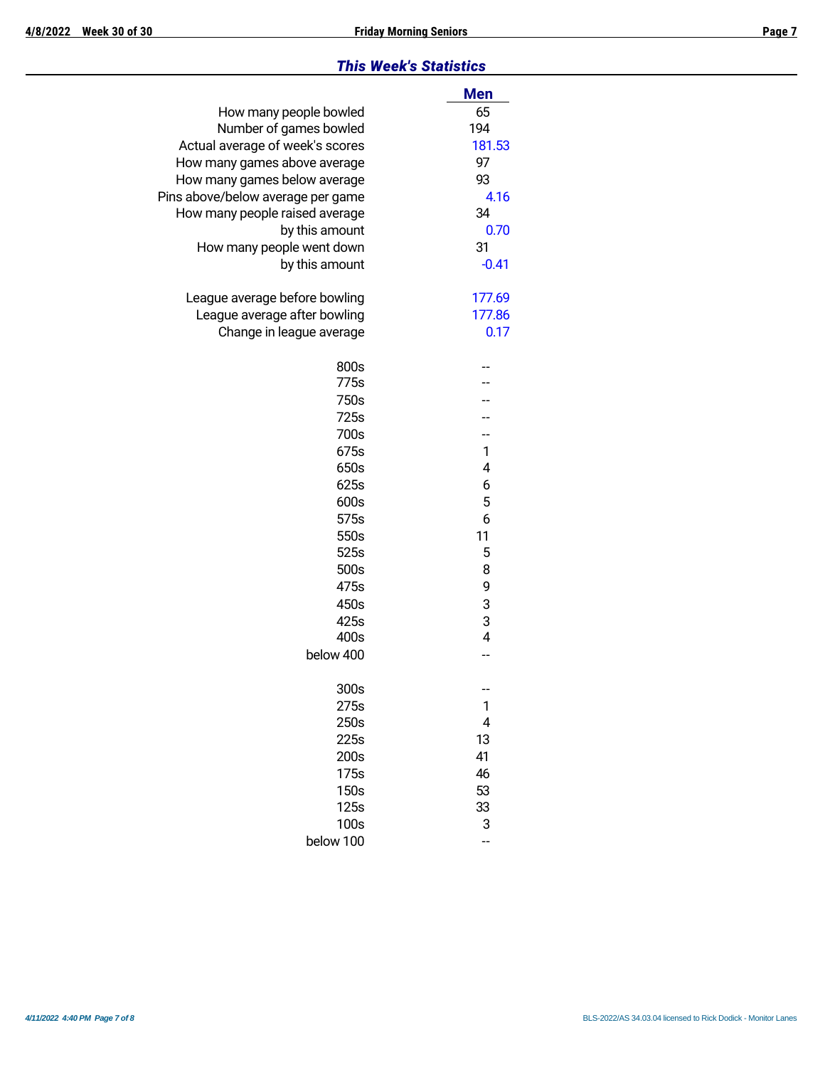## *This Week's Statistics*

| | Men |
|---|---|
| How many people bowled | 65 |
| Number of games bowled | 194 |
| Actual average of week's scores | 181.53 |
| How many games above average | 97 |
| How many games below average | 93 |
| Pins above/below average per game | 4.16 |
| How many people raised average | 34 |
| by this amount | 0.70 |
| How many people went down | 31 |
| by this amount | -0.41 |
| | |
| League average before bowling | 177.69 |
| League average after bowling | 177.86 |
| Change in league average | 0.17 |
| | |
| 800s | -- |
| 775s | -- |
| 750s | -- |
| 725s | -- |
| 700s | -- |
| 675s | 1 |
| 650s | 4 |
| 625s | 6 |
| 600s | 5 |
| 575s | 6 |
| 550s | 11 |
| 525s | 5 |
| 500s | 8 |
| 475s | 9 |
| 450s | 3 |
| 425s | 3 |
| 400s | 4 |
| below 400 | -- |
| | |
| 300s | -- |
| 275s | 1 |
| 250s | 4 |
| 225s | 13 |
| 200s | 41 |
| 175s | 46 |
| 150s | 53 |
| 125s | 33 |
| 100s | 3 |
| below 100 | -- |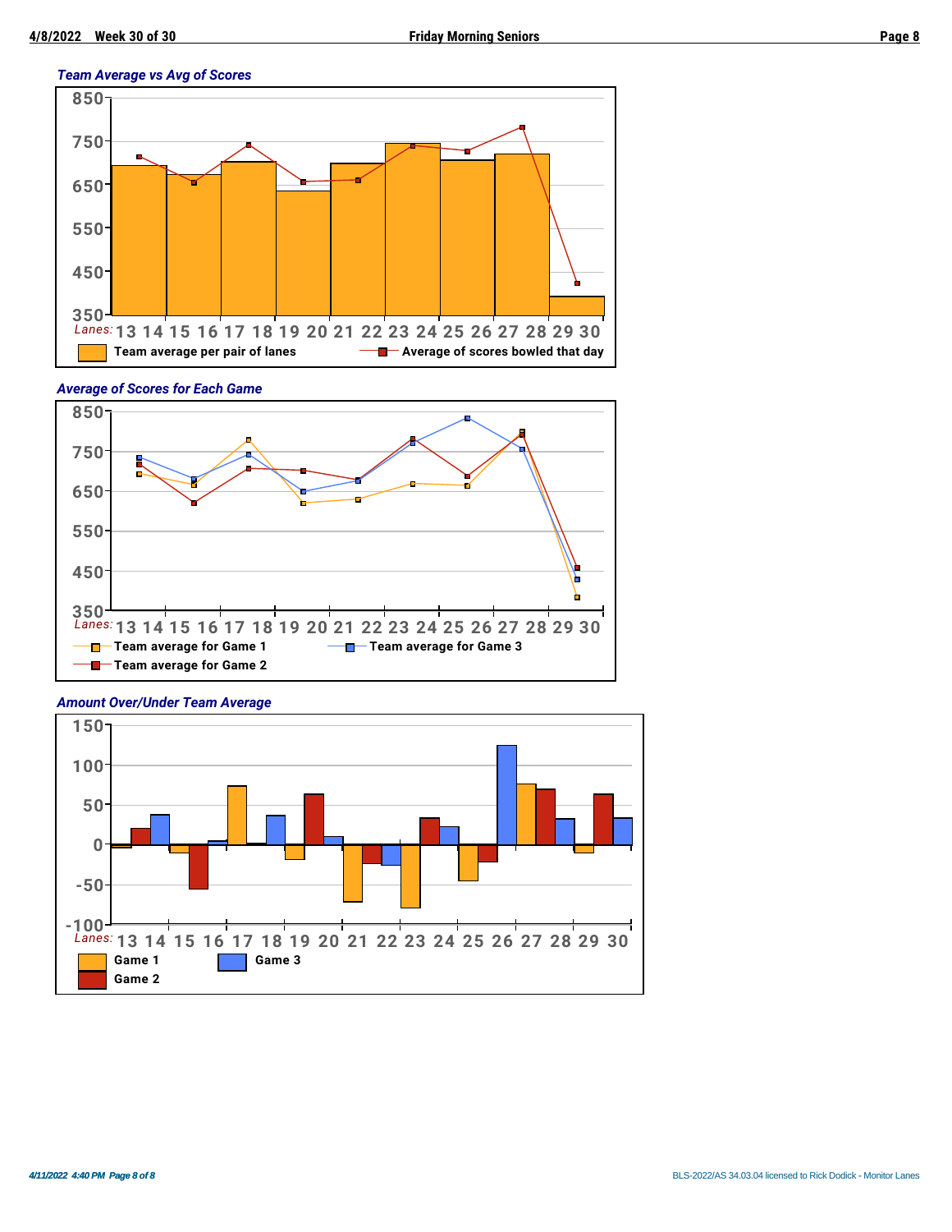### Team Average vs Avg of Scores

850
750
650
550
450
350

Lanes: 13 14 15 16 17 18 19 20 21 22 23 24 25 26 27 28 29 30

Team average per pair of lanes

Average of scores bowled that day

### Average of Scores for Each Game

850
750
650
550
450
350

Lanes: 13 14 15 16 17 18 19 20 21 22 23 24 25 26 27 28 29 30

Team average for Game 1

Team average for Game 3

Team average for Game 2

### Amount Over/Under Team Average

150
100
50
0
-50
-100

Lanes: 13 14 15 16 17 18 19 20 21 22 23 24 25 26 27 28 29 30

Game 1

Game 3

Game 2